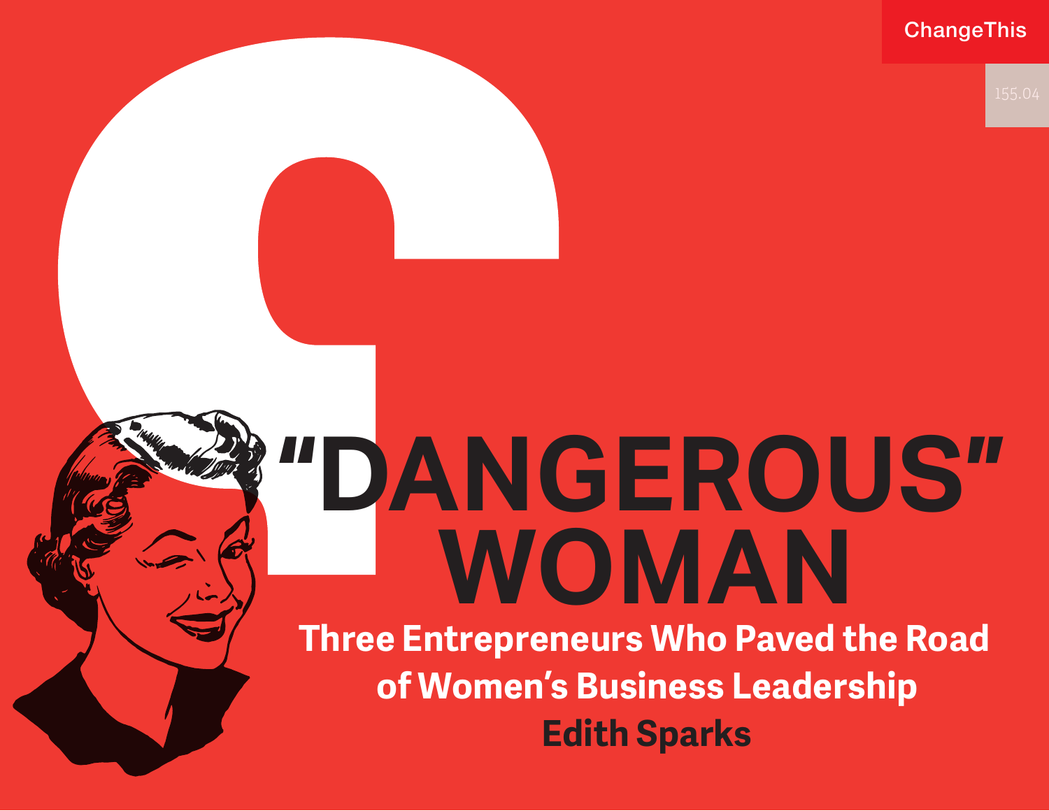ChangeThis

155.04

# "DANGEROUS" WOMAN

## Three Entrepreneurs Who Paved the Road of Women's Business Leadership

**Edith Sparks**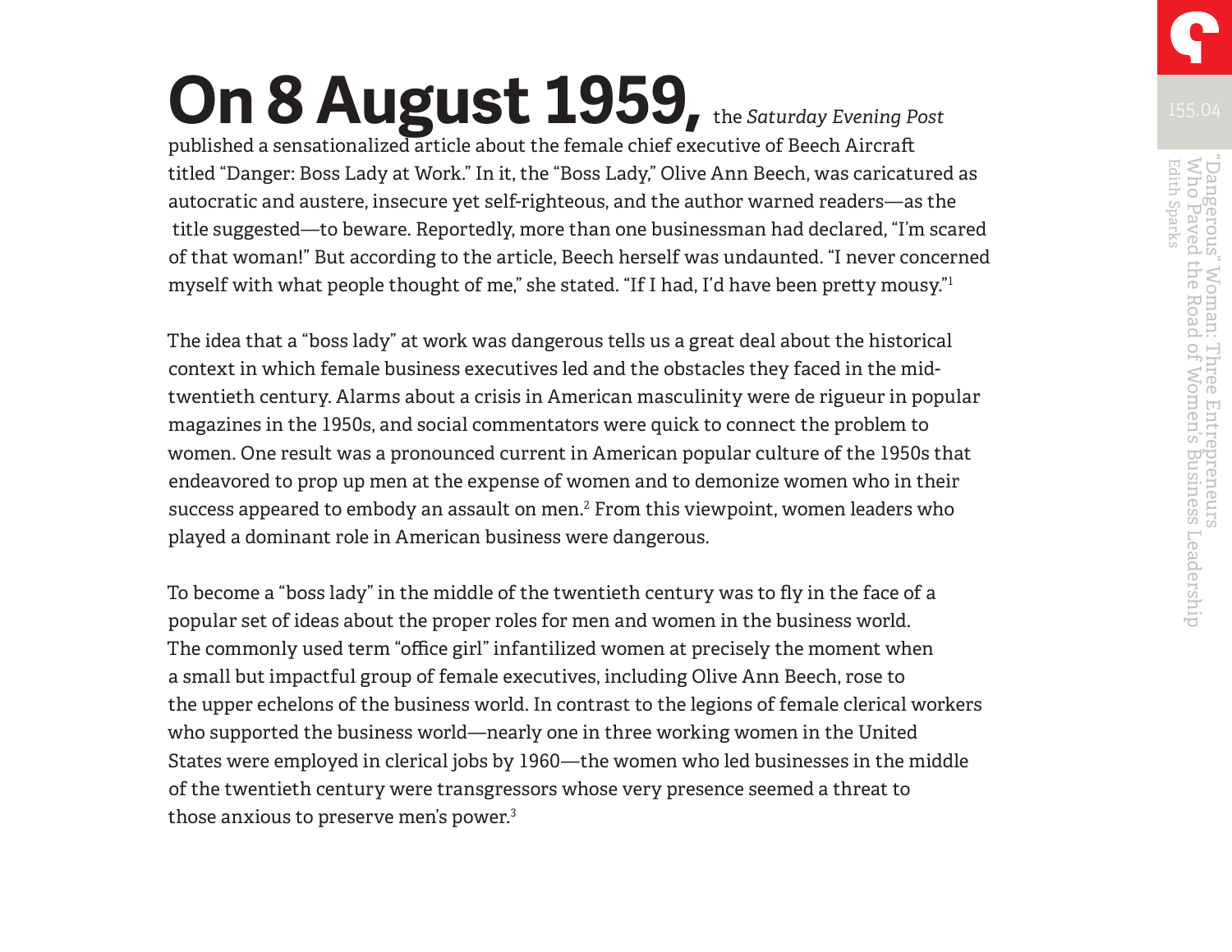**On 8 August 1959,** the *Saturday Evening Post* published a sensationalized article about the female chief executive of Beech Aircraft titled “Danger: Boss Lady at Work.” In it, the “Boss Lady,” Olive Ann Beech, was caricatured as autocratic and austere, insecure yet self-righteous, and the author warned readers—as the title suggested—to beware. Reportedly, more than one businessman had declared, “I’m scared of that woman!” But according to the article, Beech herself was undaunted. “I never concerned myself with what people thought of me,” she stated. “If I had, I’d have been pretty mousy.”[1]

The idea that a “boss lady” at work was dangerous tells us a great deal about the historical context in which female business executives led and the obstacles they faced in the mid-twentieth century. Alarms about a crisis in American masculinity were de rigueur in popular magazines in the 1950s, and social commentators were quick to connect the problem to women. One result was a pronounced current in American popular culture of the 1950s that endeavored to prop up men at the expense of women and to demonize women who in their success appeared to embody an assault on men.[2] From this viewpoint, women leaders who played a dominant role in American business were dangerous.

To become a “boss lady” in the middle of the twentieth century was to fly in the face of a popular set of ideas about the proper roles for men and women in the business world. The commonly used term “office girl” infantilized women at precisely the moment when a small but impactful group of female executives, including Olive Ann Beech, rose to the upper echelons of the business world. In contrast to the legions of female clerical workers who supported the business world—nearly one in three working women in the United States were employed in clerical jobs by 1960—the women who led businesses in the middle of the twentieth century were transgressors whose very presence seemed a threat to those anxious to preserve men’s power.[3]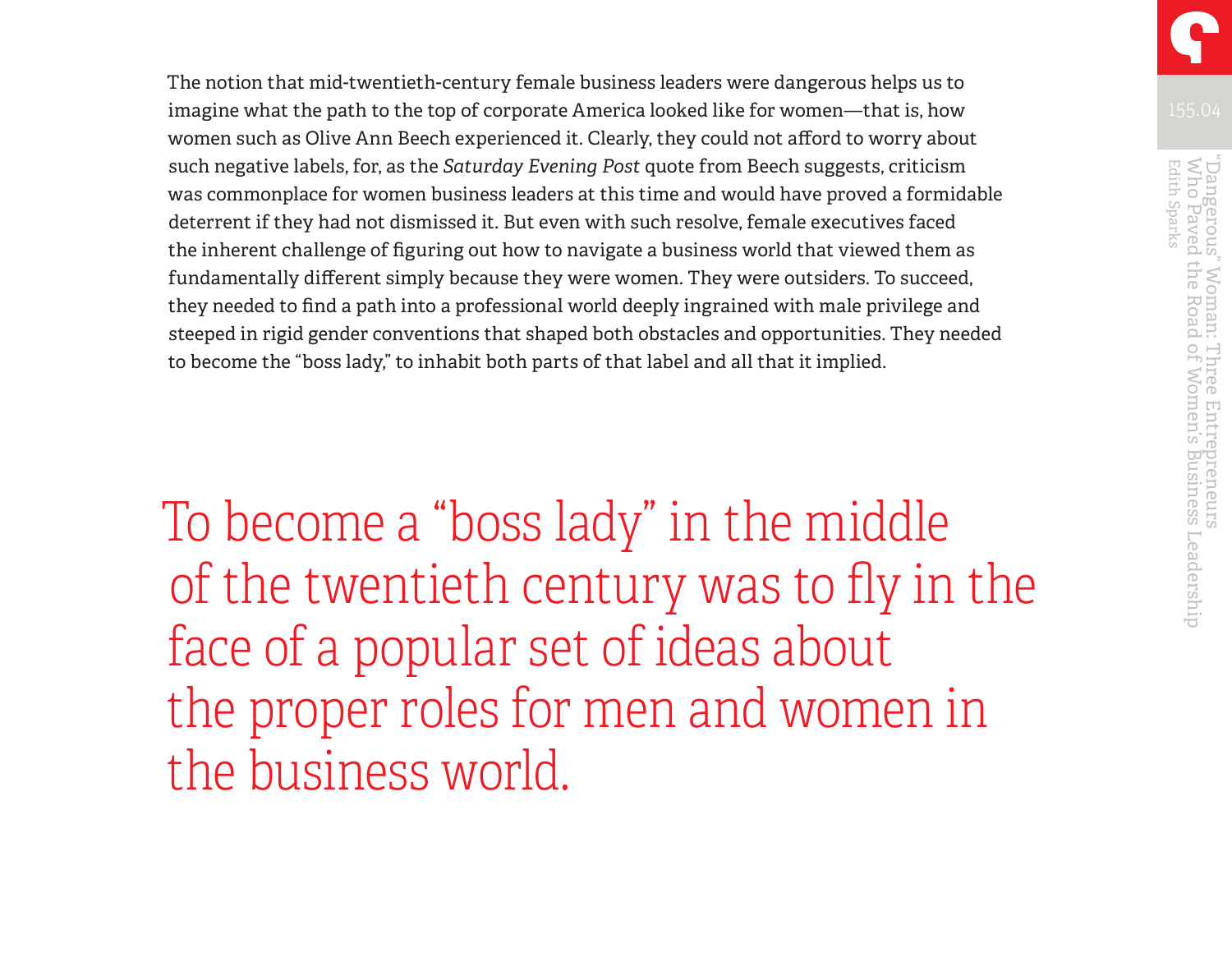The notion that mid-twentieth-century female business leaders were dangerous helps us to imagine what the path to the top of corporate America looked like for women—that is, how women such as Olive Ann Beech experienced it. Clearly, they could not afford to worry about such negative labels, for, as the *Saturday Evening Post* quote from Beech suggests, criticism was commonplace for women business leaders at this time and would have proved a formidable deterrent if they had not dismissed it. But even with such resolve, female executives faced the inherent challenge of figuring out how to navigate a business world that viewed them as fundamentally different simply because they were women. They were outsiders. To succeed, they needed to find a path into a professional world deeply ingrained with male privilege and steeped in rigid gender conventions that shaped both obstacles and opportunities. They needed to become the "boss lady," to inhabit both parts of that label and all that it implied.

> To become a "boss lady" in the middle of the twentieth century was to fly in the face of a popular set of ideas about the proper roles for men and women in the business world.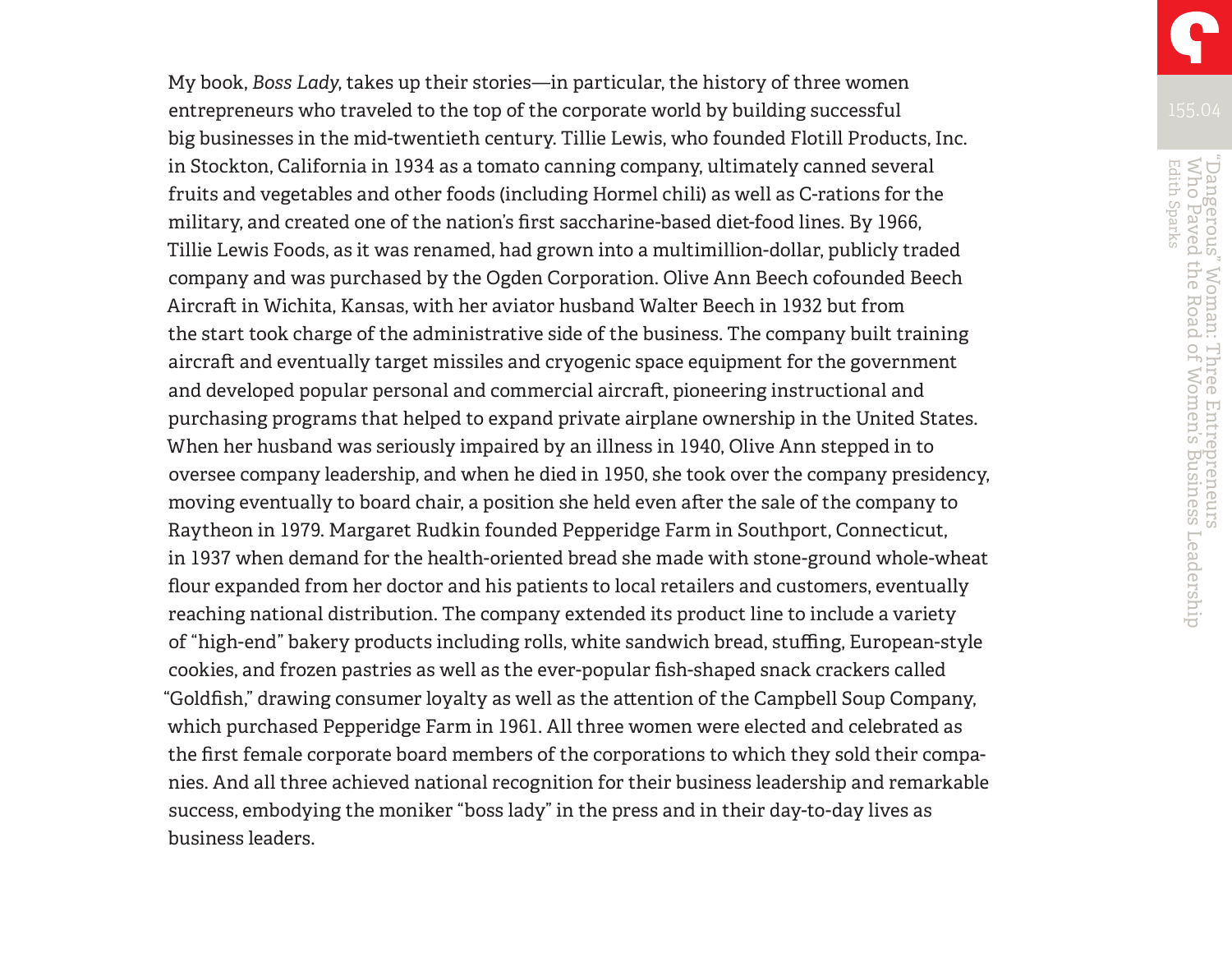My book, *Boss Lady*, takes up their stories—in particular, the history of three women entrepreneurs who traveled to the top of the corporate world by building successful big businesses in the mid-twentieth century. Tillie Lewis, who founded Flotill Products, Inc. in Stockton, California in 1934 as a tomato canning company, ultimately canned several fruits and vegetables and other foods (including Hormel chili) as well as C-rations for the military, and created one of the nation's first saccharine-based diet-food lines. By 1966, Tillie Lewis Foods, as it was renamed, had grown into a multimillion-dollar, publicly traded company and was purchased by the Ogden Corporation. Olive Ann Beech cofounded Beech Aircraft in Wichita, Kansas, with her aviator husband Walter Beech in 1932 but from the start took charge of the administrative side of the business. The company built training aircraft and eventually target missiles and cryogenic space equipment for the government and developed popular personal and commercial aircraft, pioneering instructional and purchasing programs that helped to expand private airplane ownership in the United States. When her husband was seriously impaired by an illness in 1940, Olive Ann stepped in to oversee company leadership, and when he died in 1950, she took over the company presidency, moving eventually to board chair, a position she held even after the sale of the company to Raytheon in 1979. Margaret Rudkin founded Pepperidge Farm in Southport, Connecticut, in 1937 when demand for the health-oriented bread she made with stone-ground whole-wheat flour expanded from her doctor and his patients to local retailers and customers, eventually reaching national distribution. The company extended its product line to include a variety of "high-end" bakery products including rolls, white sandwich bread, stuffing, European-style cookies, and frozen pastries as well as the ever-popular fish-shaped snack crackers called "Goldfish," drawing consumer loyalty as well as the attention of the Campbell Soup Company, which purchased Pepperidge Farm in 1961. All three women were elected and celebrated as the first female corporate board members of the corporations to which they sold their companies. And all three achieved national recognition for their business leadership and remarkable success, embodying the moniker "boss lady" in the press and in their day-to-day lives as business leaders.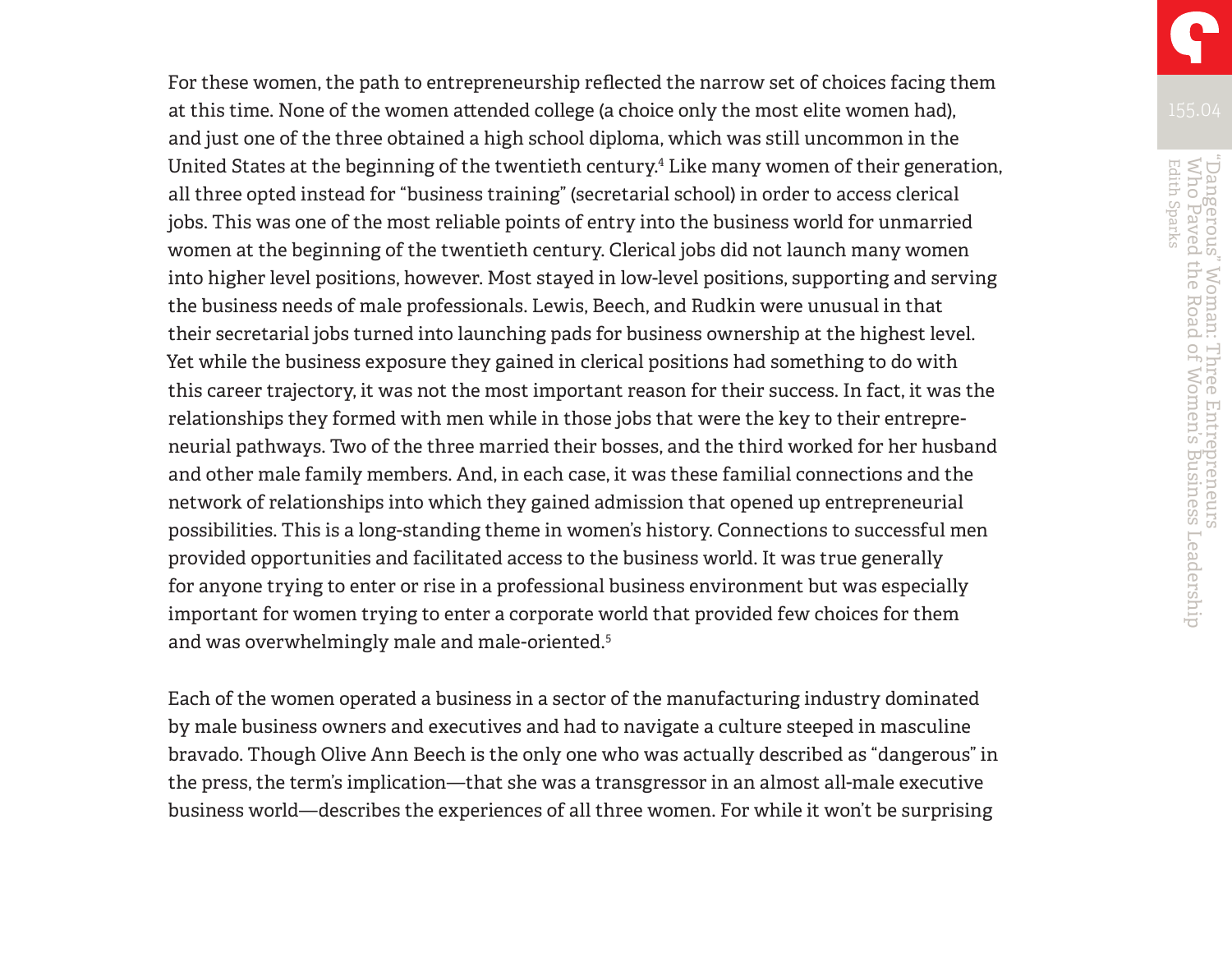For these women, the path to entrepreneurship reflected the narrow set of choices facing them at this time. None of the women attended college (a choice only the most elite women had), and just one of the three obtained a high school diploma, which was still uncommon in the United States at the beginning of the twentieth century.[4] Like many women of their generation, all three opted instead for "business training" (secretarial school) in order to access clerical jobs. This was one of the most reliable points of entry into the business world for unmarried women at the beginning of the twentieth century. Clerical jobs did not launch many women into higher level positions, however. Most stayed in low-level positions, supporting and serving the business needs of male professionals. Lewis, Beech, and Rudkin were unusual in that their secretarial jobs turned into launching pads for business ownership at the highest level. Yet while the business exposure they gained in clerical positions had something to do with this career trajectory, it was not the most important reason for their success. In fact, it was the relationships they formed with men while in those jobs that were the key to their entrepreneurial pathways. Two of the three married their bosses, and the third worked for her husband and other male family members. And, in each case, it was these familial connections and the network of relationships into which they gained admission that opened up entrepreneurial possibilities. This is a long-standing theme in women's history. Connections to successful men provided opportunities and facilitated access to the business world. It was true generally for anyone trying to enter or rise in a professional business environment but was especially important for women trying to enter a corporate world that provided few choices for them and was overwhelmingly male and male-oriented.[5]

Each of the women operated a business in a sector of the manufacturing industry dominated by male business owners and executives and had to navigate a culture steeped in masculine bravado. Though Olive Ann Beech is the only one who was actually described as "dangerous" in the press, the term's implication—that she was a transgressor in an almost all-male executive business world—describes the experiences of all three women. For while it won't be surprising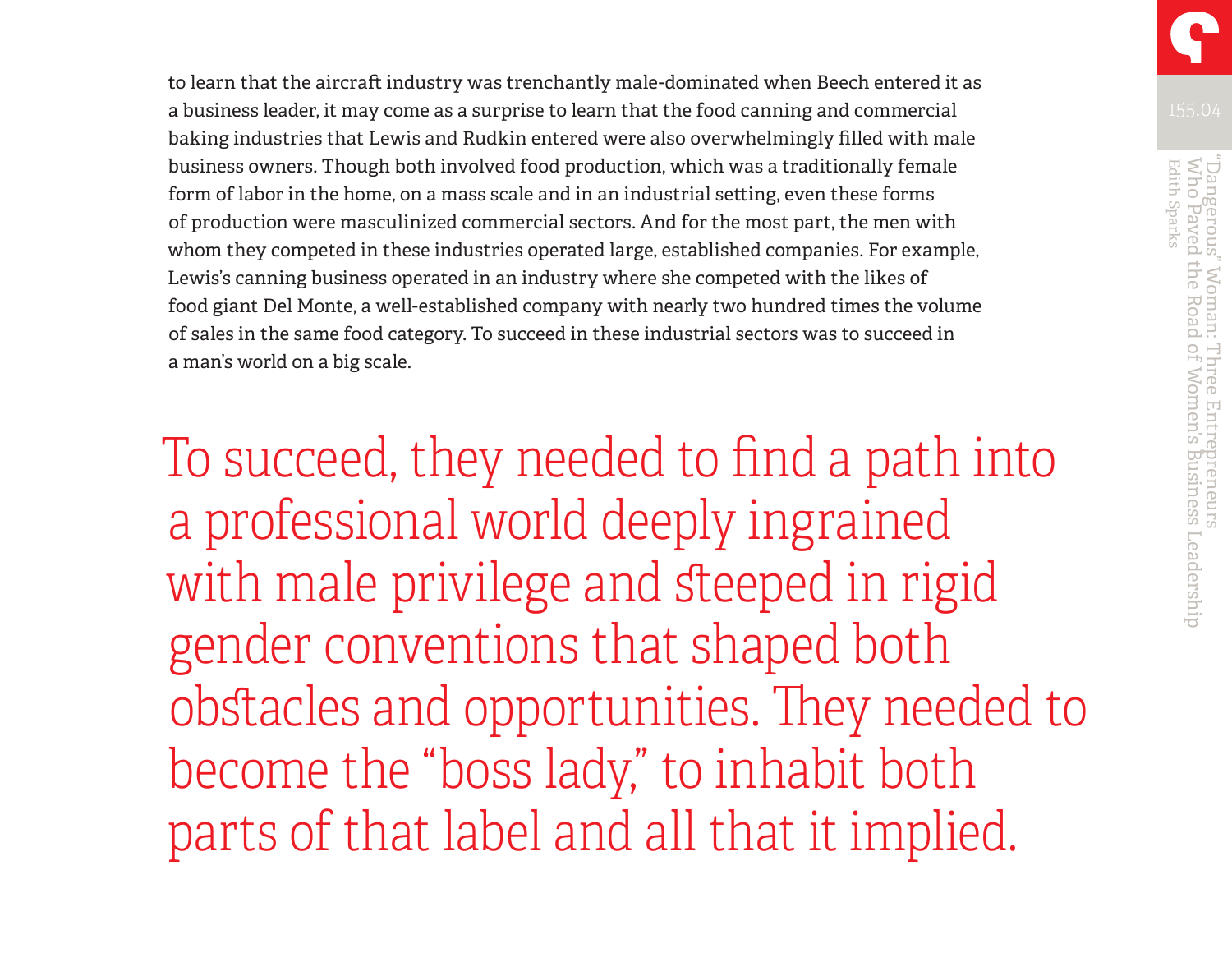to learn that the aircraft industry was trenchantly male-dominated when Beech entered it as a business leader, it may come as a surprise to learn that the food canning and commercial baking industries that Lewis and Rudkin entered were also overwhelmingly filled with male business owners. Though both involved food production, which was a traditionally female form of labor in the home, on a mass scale and in an industrial setting, even these forms of production were masculinized commercial sectors. And for the most part, the men with whom they competed in these industries operated large, established companies. For example, Lewis's canning business operated in an industry where she competed with the likes of food giant Del Monte, a well-established company with nearly two hundred times the volume of sales in the same food category. To succeed in these industrial sectors was to succeed in a man's world on a big scale.

> To succeed, they needed to find a path into a professional world deeply ingrained with male privilege and steeped in rigid gender conventions that shaped both obstacles and opportunities. They needed to become the "boss lady," to inhabit both parts of that label and all that it implied.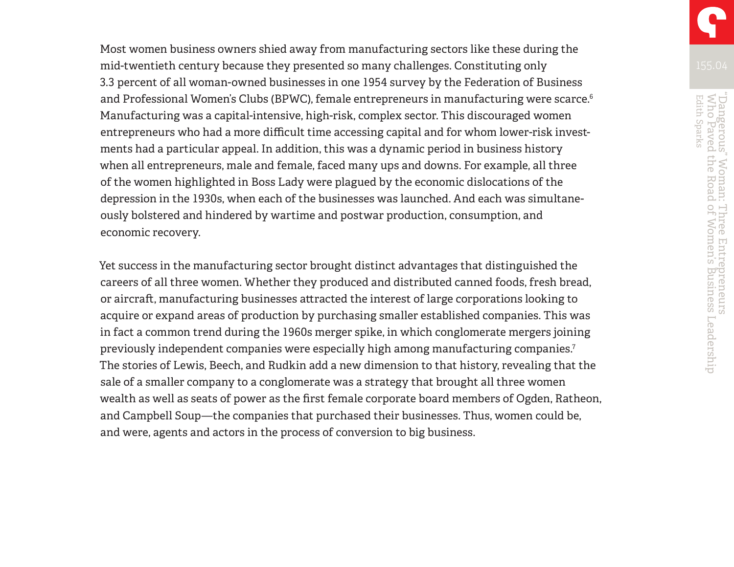Most women business owners shied away from manufacturing sectors like these during the mid-twentieth century because they presented so many challenges. Constituting only 3.3 percent of all woman-owned businesses in one 1954 survey by the Federation of Business and Professional Women's Clubs (BPWC), female entrepreneurs in manufacturing were scarce.[6] Manufacturing was a capital-intensive, high-risk, complex sector. This discouraged women entrepreneurs who had a more difficult time accessing capital and for whom lower-risk investments had a particular appeal. In addition, this was a dynamic period in business history when all entrepreneurs, male and female, faced many ups and downs. For example, all three of the women highlighted in Boss Lady were plagued by the economic dislocations of the depression in the 1930s, when each of the businesses was launched. And each was simultaneously bolstered and hindered by wartime and postwar production, consumption, and economic recovery.

Yet success in the manufacturing sector brought distinct advantages that distinguished the careers of all three women. Whether they produced and distributed canned foods, fresh bread, or aircraft, manufacturing businesses attracted the interest of large corporations looking to acquire or expand areas of production by purchasing smaller established companies. This was in fact a common trend during the 1960s merger spike, in which conglomerate mergers joining previously independent companies were especially high among manufacturing companies.[7] The stories of Lewis, Beech, and Rudkin add a new dimension to that history, revealing that the sale of a smaller company to a conglomerate was a strategy that brought all three women wealth as well as seats of power as the first female corporate board members of Ogden, Ratheon, and Campbell Soup—the companies that purchased their businesses. Thus, women could be, and were, agents and actors in the process of conversion to big business.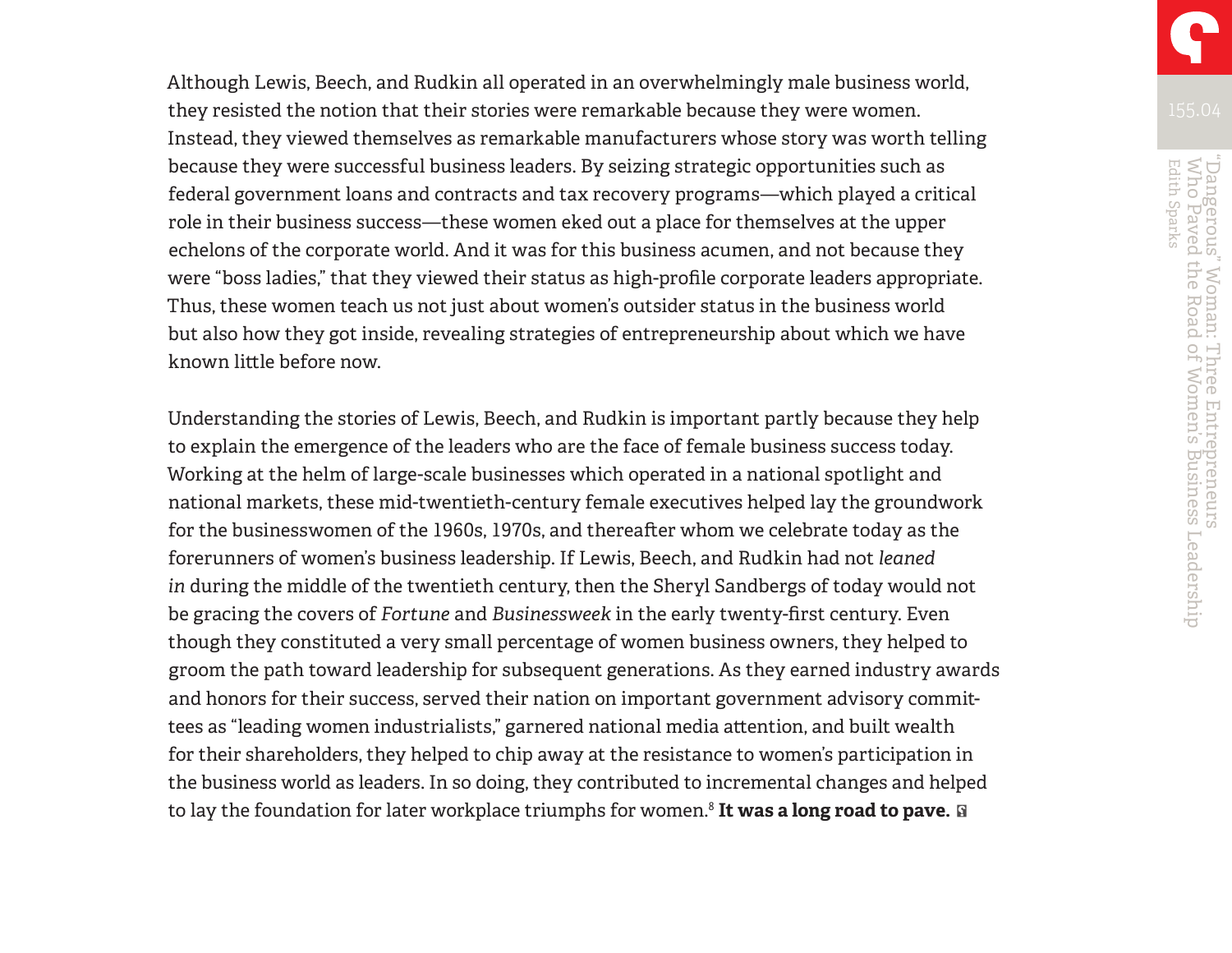Although Lewis, Beech, and Rudkin all operated in an overwhelmingly male business world, they resisted the notion that their stories were remarkable because they were women. Instead, they viewed themselves as remarkable manufacturers whose story was worth telling because they were successful business leaders. By seizing strategic opportunities such as federal government loans and contracts and tax recovery programs—which played a critical role in their business success—these women eked out a place for themselves at the upper echelons of the corporate world. And it was for this business acumen, and not because they were "boss ladies," that they viewed their status as high-profile corporate leaders appropriate. Thus, these women teach us not just about women's outsider status in the business world but also how they got inside, revealing strategies of entrepreneurship about which we have known little before now.

Understanding the stories of Lewis, Beech, and Rudkin is important partly because they help to explain the emergence of the leaders who are the face of female business success today. Working at the helm of large-scale businesses which operated in a national spotlight and national markets, these mid-twentieth-century female executives helped lay the groundwork for the businesswomen of the 1960s, 1970s, and thereafter whom we celebrate today as the forerunners of women's business leadership. If Lewis, Beech, and Rudkin had not *leaned in* during the middle of the twentieth century, then the Sheryl Sandbergs of today would not be gracing the covers of *Fortune* and *Businessweek* in the early twenty-first century. Even though they constituted a very small percentage of women business owners, they helped to groom the path toward leadership for subsequent generations. As they earned industry awards and honors for their success, served their nation on important government advisory committees as "leading women industrialists," garnered national media attention, and built wealth for their shareholders, they helped to chip away at the resistance to women's participation in the business world as leaders. In so doing, they contributed to incremental changes and helped to lay the foundation for later workplace triumphs for women.[8] **It was a long road to pave.**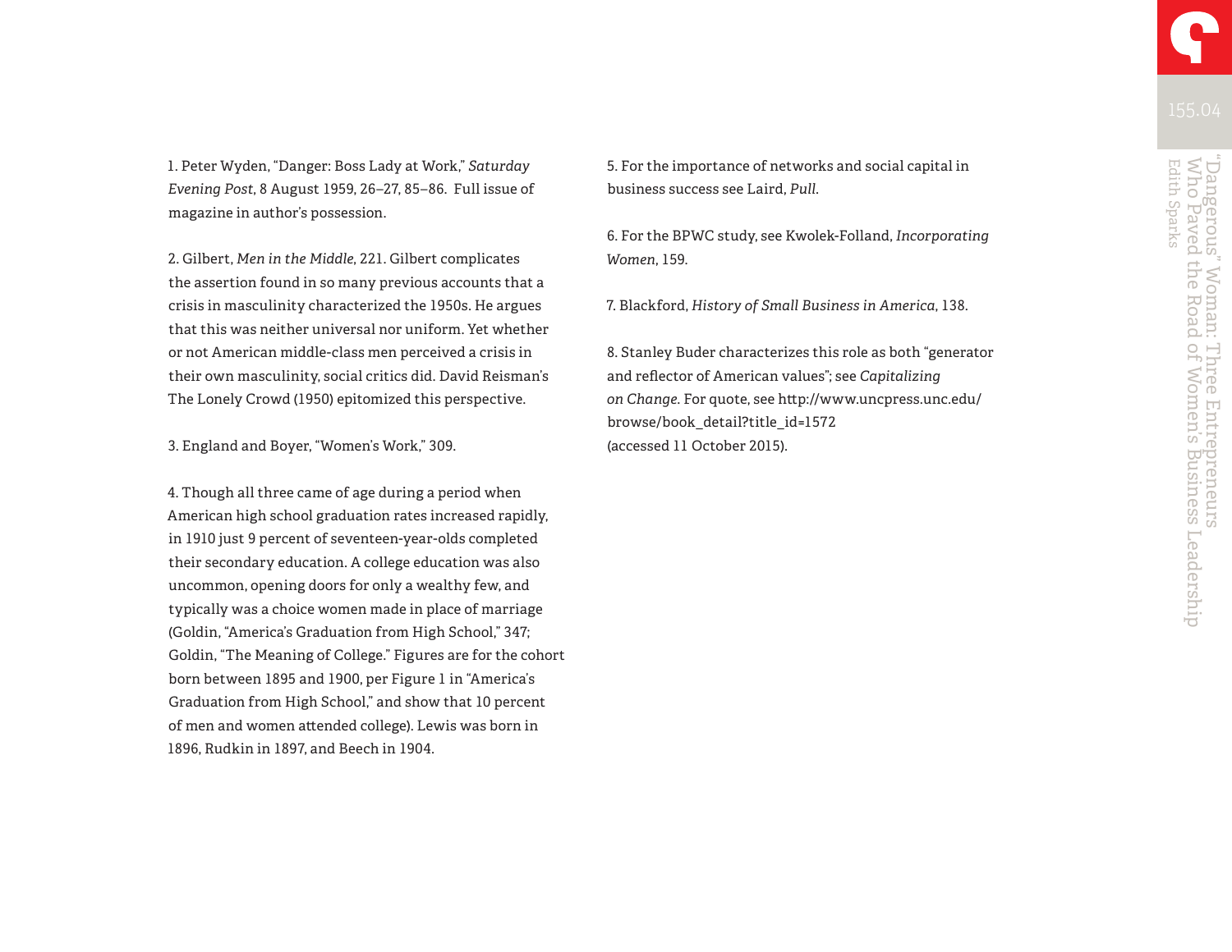1. Peter Wyden, "Danger: Boss Lady at Work," *Saturday Evening Post*, 8 August 1959, 26–27, 85–86. Full issue of magazine in author's possession.

2. Gilbert, *Men in the Middle*, 221. Gilbert complicates the assertion found in so many previous accounts that a crisis in masculinity characterized the 1950s. He argues that this was neither universal nor uniform. Yet whether or not American middle-class men perceived a crisis in their own masculinity, social critics did. David Reisman's The Lonely Crowd (1950) epitomized this perspective.

3. England and Boyer, "Women's Work," 309.

4. Though all three came of age during a period when American high school graduation rates increased rapidly, in 1910 just 9 percent of seventeen-year-olds completed their secondary education. A college education was also uncommon, opening doors for only a wealthy few, and typically was a choice women made in place of marriage (Goldin, "America's Graduation from High School," 347; Goldin, "The Meaning of College." Figures are for the cohort born between 1895 and 1900, per Figure 1 in "America's Graduation from High School," and show that 10 percent of men and women attended college). Lewis was born in 1896, Rudkin in 1897, and Beech in 1904.

5. For the importance of networks and social capital in business success see Laird, *Pull*.

6. For the BPWC study, see Kwolek-Folland, *Incorporating Women*, 159.

7. Blackford, *History of Small Business in America*, 138.

8. Stanley Buder characterizes this role as both "generator and reflector of American values"; see *Capitalizing on Change*. For quote, see http://www.uncpress.unc.edu/browse/book_detail?title_id=1572 (accessed 11 October 2015).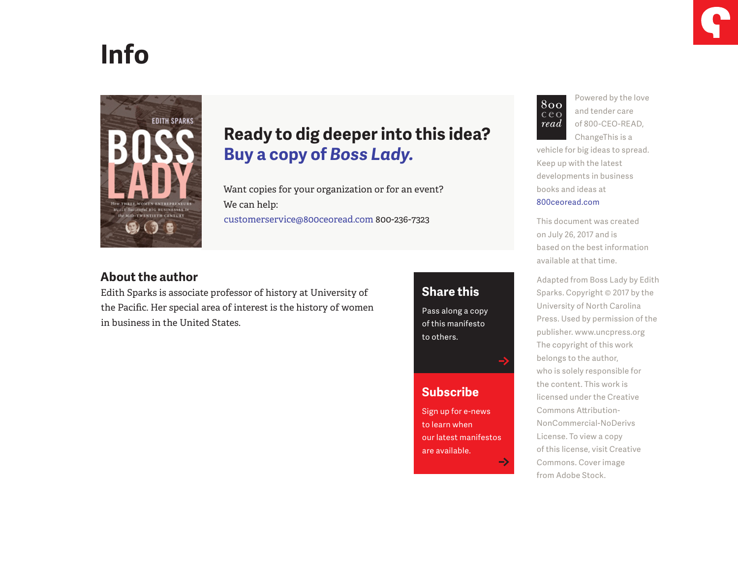# Info

## Ready to dig deeper into this idea?
## Buy a copy of *Boss Lady.*

Want copies for your organization or for an event?
We can help:
customerservice@800ceoread.com 800-236-7323

### About the author

Edith Sparks is associate professor of history at University of the Pacific. Her special area of interest is the history of women in business in the United States.

### Share this

Pass along a copy of this manifesto to others.

### Subscribe

Sign up for e-news to learn when our latest manifestos are available.

Powered by the love and tender care of 800-CEO-READ, ChangeThis is a vehicle for big ideas to spread. Keep up with the latest developments in business books and ideas at 800ceoread.com

This document was created on July 26, 2017 and is based on the best information available at that time.

Adapted from Boss Lady by Edith Sparks. Copyright © 2017 by the University of North Carolina Press. Used by permission of the publisher. www.uncpress.org The copyright of this work belongs to the author, who is solely responsible for the content. This work is licensed under the Creative Commons Attribution-NonCommercial-NoDerivs License. To view a copy of this license, visit Creative Commons. Cover image from Adobe Stock.